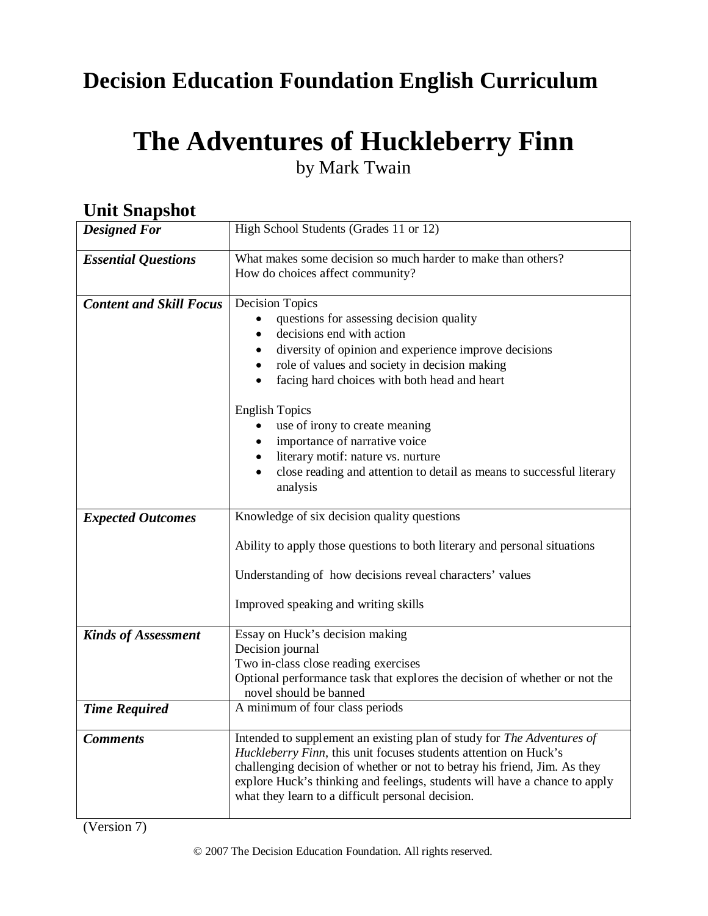# Decision Education Foundation English Curriculum

# The Adventures of Huckleberry Finn

by Mark Twain

## Unit Snapshot

| | |
|---|---|
| ***Designed For*** | High School Students (Grades 11 or 12) |
| ***Essential Questions*** | What makes some decision so much harder to make than others?<br>How do choices affect community? |
| ***Content and Skill Focus*** | Decision Topics<br>• questions for assessing decision quality<br>• decisions end with action<br>• diversity of opinion and experience improve decisions<br>• role of values and society in decision making<br>• facing hard choices with both head and heart<br><br>English Topics<br>• use of irony to create meaning<br>• importance of narrative voice<br>• literary motif: nature vs. nurture<br>• close reading and attention to detail as means to successful literary analysis |
| ***Expected Outcomes*** | Knowledge of six decision quality questions<br><br>Ability to apply those questions to both literary and personal situations<br><br>Understanding of how decisions reveal characters' values<br><br>Improved speaking and writing skills |
| ***Kinds of Assessment*** | Essay on Huck's decision making<br>Decision journal<br>Two in-class close reading exercises<br>Optional performance task that explores the decision of whether or not the novel should be banned |
| ***Time Required*** | A minimum of four class periods |
| ***Comments*** | Intended to supplement an existing plan of study for *The Adventures of Huckleberry Finn*, this unit focuses students attention on Huck's challenging decision of whether or not to betray his friend, Jim. As they explore Huck's thinking and feelings, students will have a chance to apply what they learn to a difficult personal decision. |

(Version 7)

© 2007 The Decision Education Foundation. All rights reserved.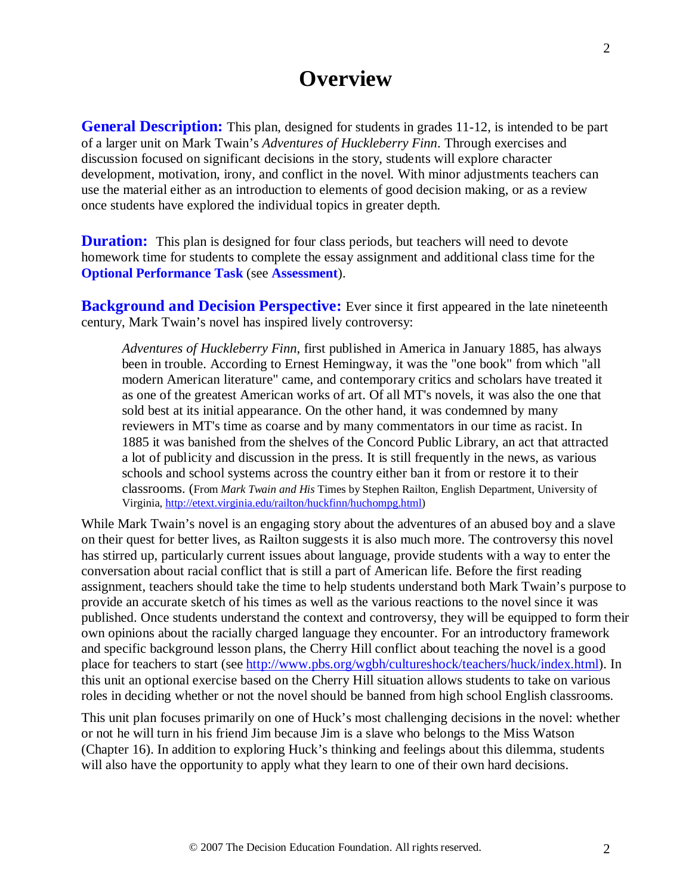# Overview

**General Description:** This plan, designed for students in grades 11-12, is intended to be part of a larger unit on Mark Twain's *Adventures of Huckleberry Finn*. Through exercises and discussion focused on significant decisions in the story, students will explore character development, motivation, irony, and conflict in the novel. With minor adjustments teachers can use the material either as an introduction to elements of good decision making, or as a review once students have explored the individual topics in greater depth.

**Duration:** This plan is designed for four class periods, but teachers will need to devote homework time for students to complete the essay assignment and additional class time for the **Optional Performance Task** (see **Assessment**).

**Background and Decision Perspective:** Ever since it first appeared in the late nineteenth century, Mark Twain's novel has inspired lively controversy:

> *Adventures of Huckleberry Finn*, first published in America in January 1885, has always been in trouble. According to Ernest Hemingway, it was the "one book" from which "all modern American literature" came, and contemporary critics and scholars have treated it as one of the greatest American works of art. Of all MT's novels, it was also the one that sold best at its initial appearance. On the other hand, it was condemned by many reviewers in MT's time as coarse and by many commentators in our time as racist. In 1885 it was banished from the shelves of the Concord Public Library, an act that attracted a lot of publicity and discussion in the press. It is still frequently in the news, as various schools and school systems across the country either ban it from or restore it to their classrooms. (From *Mark Twain and His* Times by Stephen Railton, English Department, University of Virginia, http://etext.virginia.edu/railton/huckfinn/huchompg.html)

While Mark Twain's novel is an engaging story about the adventures of an abused boy and a slave on their quest for better lives, as Railton suggests it is also much more. The controversy this novel has stirred up, particularly current issues about language, provide students with a way to enter the conversation about racial conflict that is still a part of American life. Before the first reading assignment, teachers should take the time to help students understand both Mark Twain's purpose to provide an accurate sketch of his times as well as the various reactions to the novel since it was published. Once students understand the context and controversy, they will be equipped to form their own opinions about the racially charged language they encounter. For an introductory framework and specific background lesson plans, the Cherry Hill conflict about teaching the novel is a good place for teachers to start (see http://www.pbs.org/wgbh/cultureshock/teachers/huck/index.html). In this unit an optional exercise based on the Cherry Hill situation allows students to take on various roles in deciding whether or not the novel should be banned from high school English classrooms.

This unit plan focuses primarily on one of Huck's most challenging decisions in the novel: whether or not he will turn in his friend Jim because Jim is a slave who belongs to the Miss Watson (Chapter 16). In addition to exploring Huck's thinking and feelings about this dilemma, students will also have the opportunity to apply what they learn to one of their own hard decisions.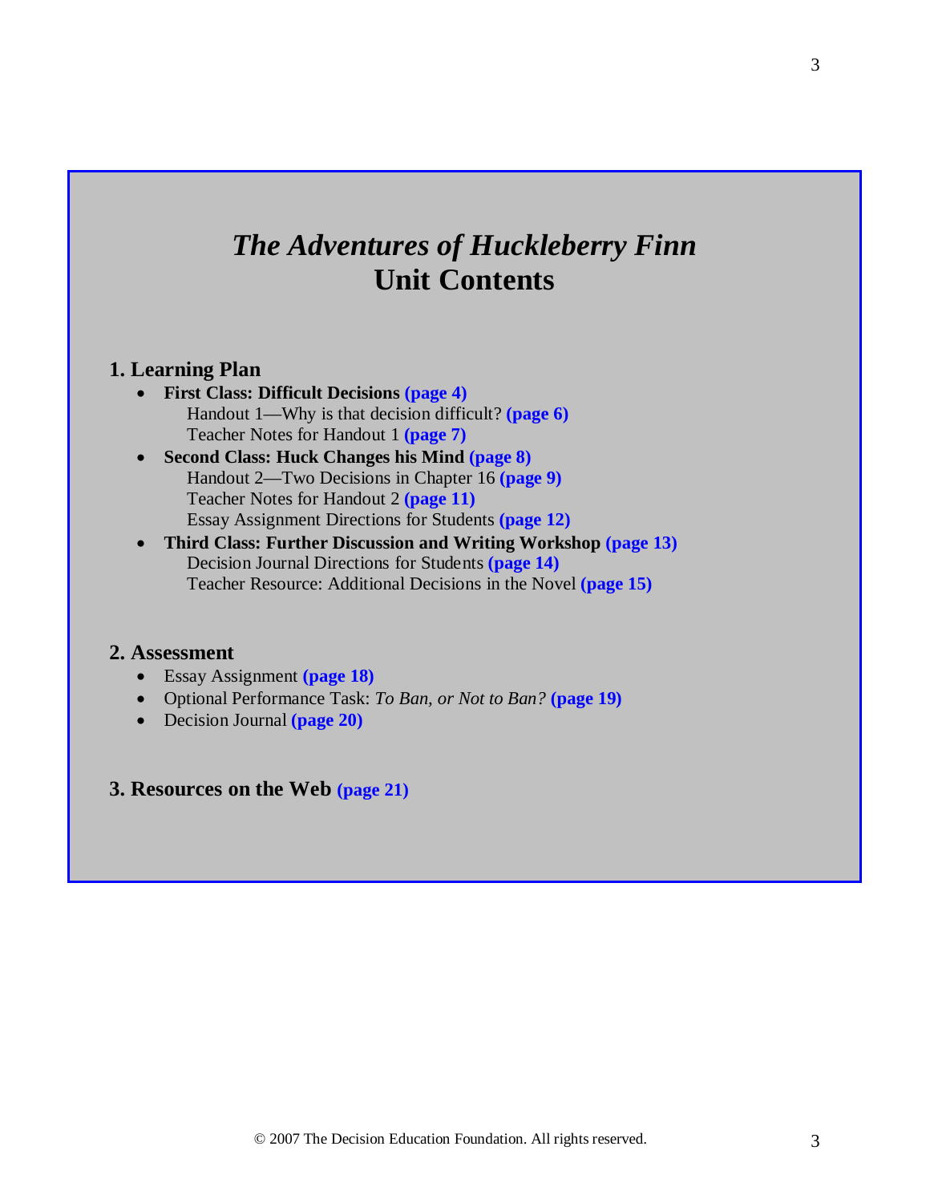# *The Adventures of Huckleberry Finn* Unit Contents

## 1. Learning Plan

- **First Class: Difficult Decisions (page 4)**
  - Handout 1—Why is that decision difficult? **(page 6)**
  - Teacher Notes for Handout 1 **(page 7)**
- **Second Class: Huck Changes his Mind (page 8)**
  - Handout 2—Two Decisions in Chapter 16 **(page 9)**
  - Teacher Notes for Handout 2 **(page 11)**
  - Essay Assignment Directions for Students **(page 12)**
- **Third Class: Further Discussion and Writing Workshop (page 13)**
  - Decision Journal Directions for Students **(page 14)**
  - Teacher Resource: Additional Decisions in the Novel **(page 15)**

## 2. Assessment

- Essay Assignment **(page 18)**
- Optional Performance Task: *To Ban, or Not to Ban?* **(page 19)**
- Decision Journal **(page 20)**

## 3. Resources on the Web (page 21)

© 2007 The Decision Education Foundation. All rights reserved.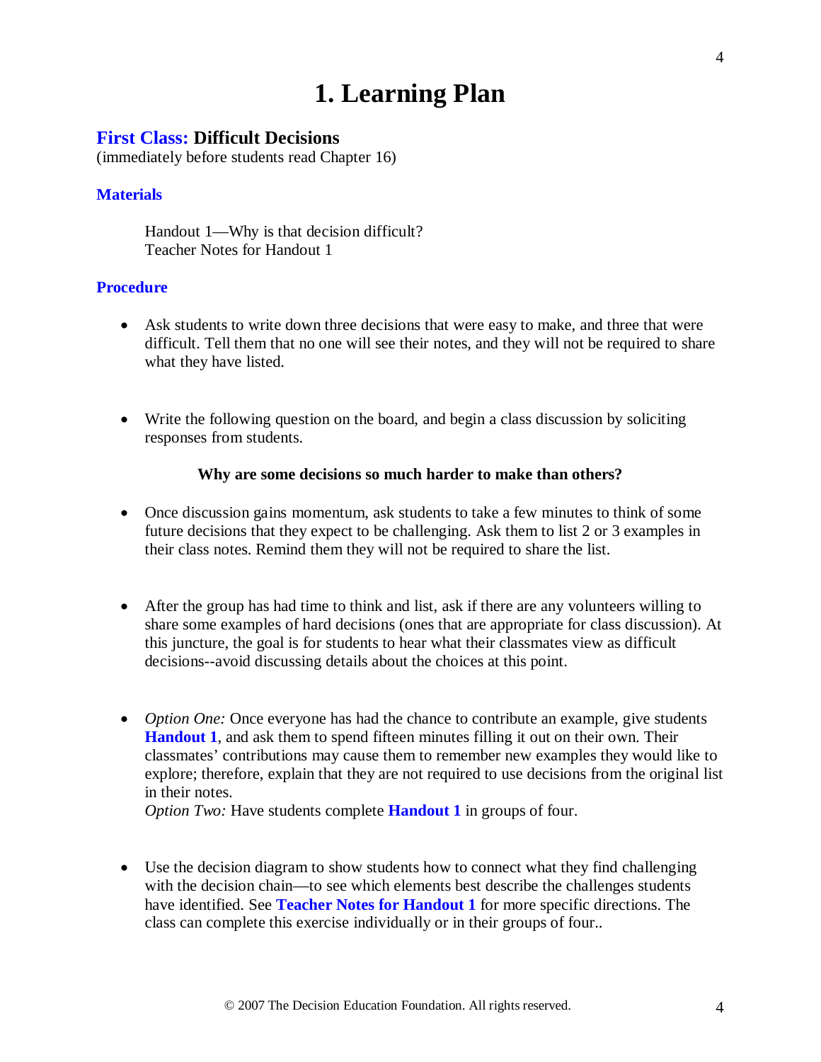# 1. Learning Plan

## First Class: Difficult Decisions

(immediately before students read Chapter 16)

### Materials

Handout 1—Why is that decision difficult?
Teacher Notes for Handout 1

### Procedure

- Ask students to write down three decisions that were easy to make, and three that were difficult. Tell them that no one will see their notes, and they will not be required to share what they have listed.

- Write the following question on the board, and begin a class discussion by soliciting responses from students.

  **Why are some decisions so much harder to make than others?**

- Once discussion gains momentum, ask students to take a few minutes to think of some future decisions that they expect to be challenging. Ask them to list 2 or 3 examples in their class notes. Remind them they will not be required to share the list.

- After the group has had time to think and list, ask if there are any volunteers willing to share some examples of hard decisions (ones that are appropriate for class discussion). At this juncture, the goal is for students to hear what their classmates view as difficult decisions--avoid discussing details about the choices at this point.

- *Option One:* Once everyone has had the chance to contribute an example, give students **Handout 1**, and ask them to spend fifteen minutes filling it out on their own. Their classmates' contributions may cause them to remember new examples they would like to explore; therefore, explain that they are not required to use decisions from the original list in their notes.
  *Option Two:* Have students complete **Handout 1** in groups of four.

- Use the decision diagram to show students how to connect what they find challenging with the decision chain—to see which elements best describe the challenges students have identified. See **Teacher Notes for Handout 1** for more specific directions. The class can complete this exercise individually or in their groups of four..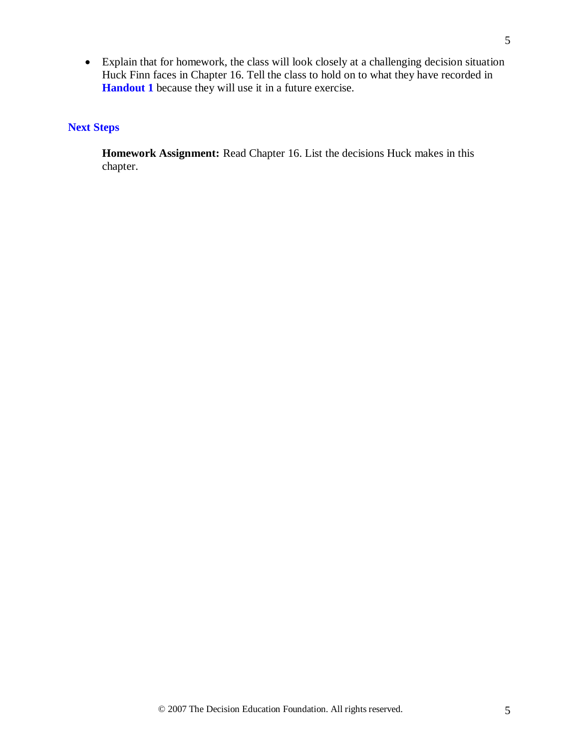- Explain that for homework, the class will look closely at a challenging decision situation Huck Finn faces in Chapter 16. Tell the class to hold on to what they have recorded in **Handout 1** because they will use it in a future exercise.

## Next Steps

**Homework Assignment:** Read Chapter 16. List the decisions Huck makes in this chapter.

© 2007 The Decision Education Foundation. All rights reserved.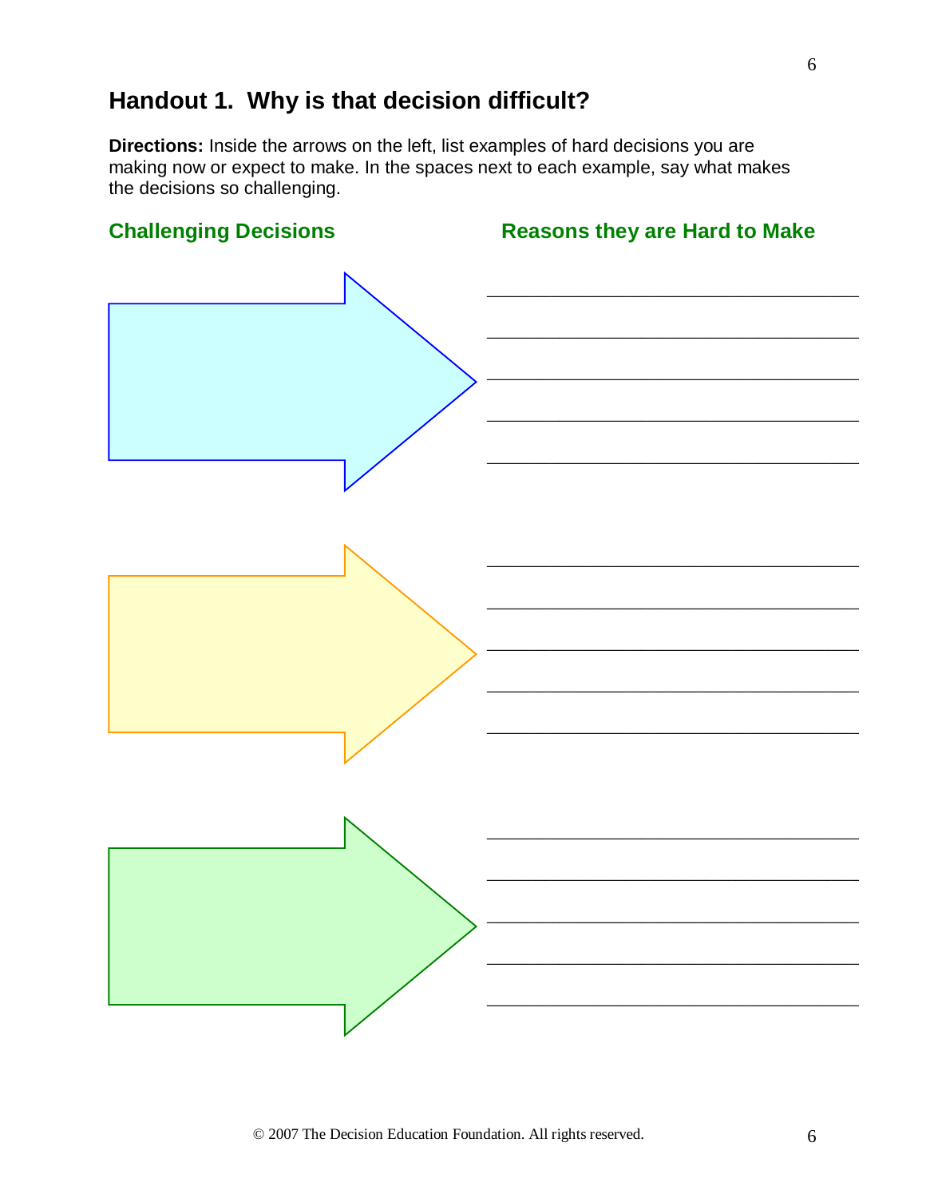## Handout 1. Why is that decision difficult?

**Directions:** Inside the arrows on the left, list examples of hard decisions you are making now or expect to make. In the spaces next to each example, say what makes the decisions so challenging.

| Challenging Decisions | Reasons they are Hard to Make |
|---|---|
| | _______________________________ |
| | _______________________________ |
| | _______________________________ |
| | _______________________________ |
| | _______________________________ |
| | _______________________________ |
| | _______________________________ |
| | _______________________________ |
| | _______________________________ |
| | _______________________________ |
| | _______________________________ |
| | _______________________________ |
| | _______________________________ |
| | _______________________________ |
| | _______________________________ |

© 2007 The Decision Education Foundation. All rights reserved.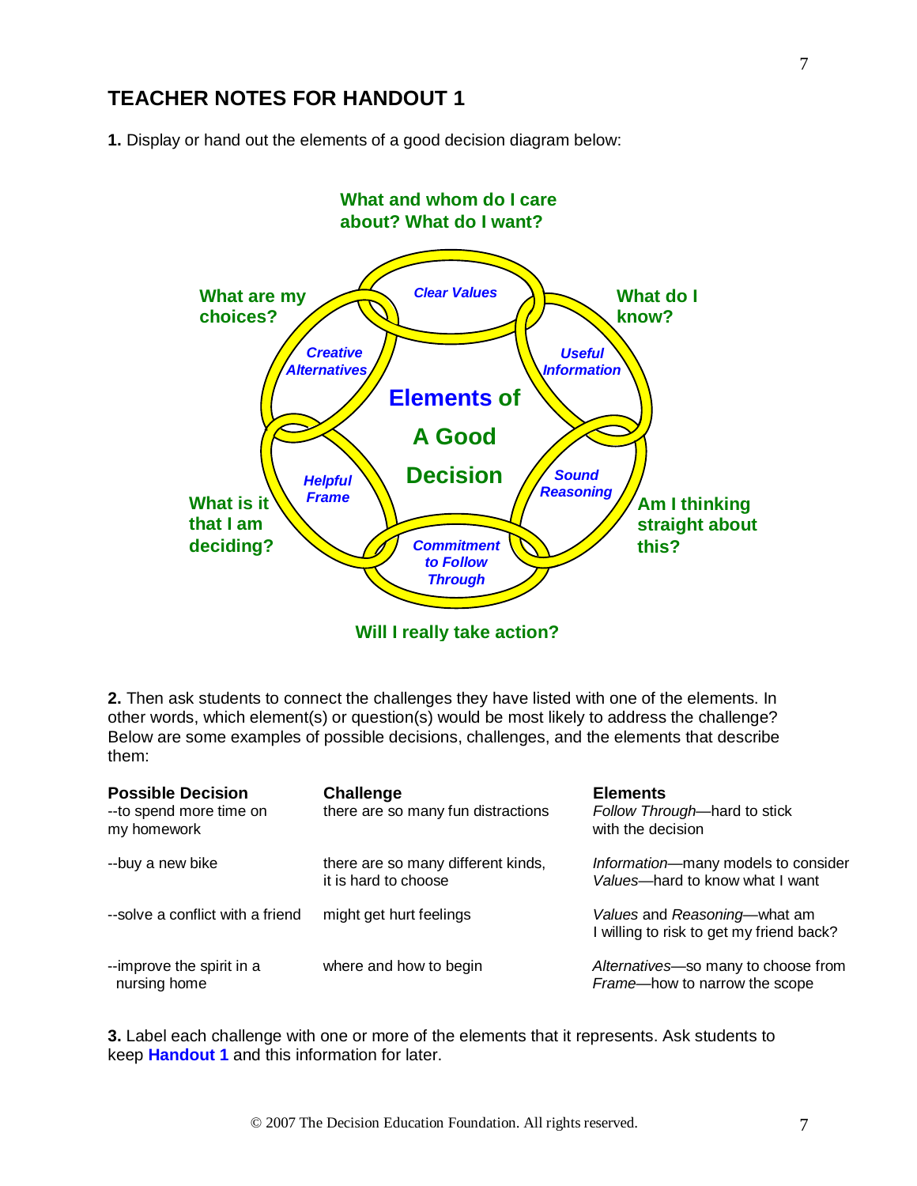## TEACHER NOTES FOR HANDOUT 1

**1.** Display or hand out the elements of a good decision diagram below:

What and whom do I care about? What do I want?

*Clear Values*

What are my choices?

*Creative Alternatives*

What do I know?

*Useful Information*

Elements of A Good Decision

What is it that I am deciding?

*Helpful Frame*

*Sound Reasoning*

Am I thinking straight about this?

*Commitment to Follow Through*

Will I really take action?

**2.** Then ask students to connect the challenges they have listed with one of the elements. In other words, which element(s) or question(s) would be most likely to address the challenge? Below are some examples of possible decisions, challenges, and the elements that describe them:

| Possible Decision | Challenge | Elements |
|---|---|---|
| --to spend more time on my homework | there are so many fun distractions | *Follow Through*—hard to stick with the decision |
| --buy a new bike | there are so many different kinds, it is hard to choose | *Information*—many models to consider<br>*Values*—hard to know what I want |
| --solve a conflict with a friend | might get hurt feelings | *Values* and *Reasoning*—what am I willing to risk to get my friend back? |
| --improve the spirit in a nursing home | where and how to begin | *Alternatives*—so many to choose from<br>*Frame*—how to narrow the scope |

**3.** Label each challenge with one or more of the elements that it represents. Ask students to keep **Handout 1** and this information for later.

© 2007 The Decision Education Foundation. All rights reserved.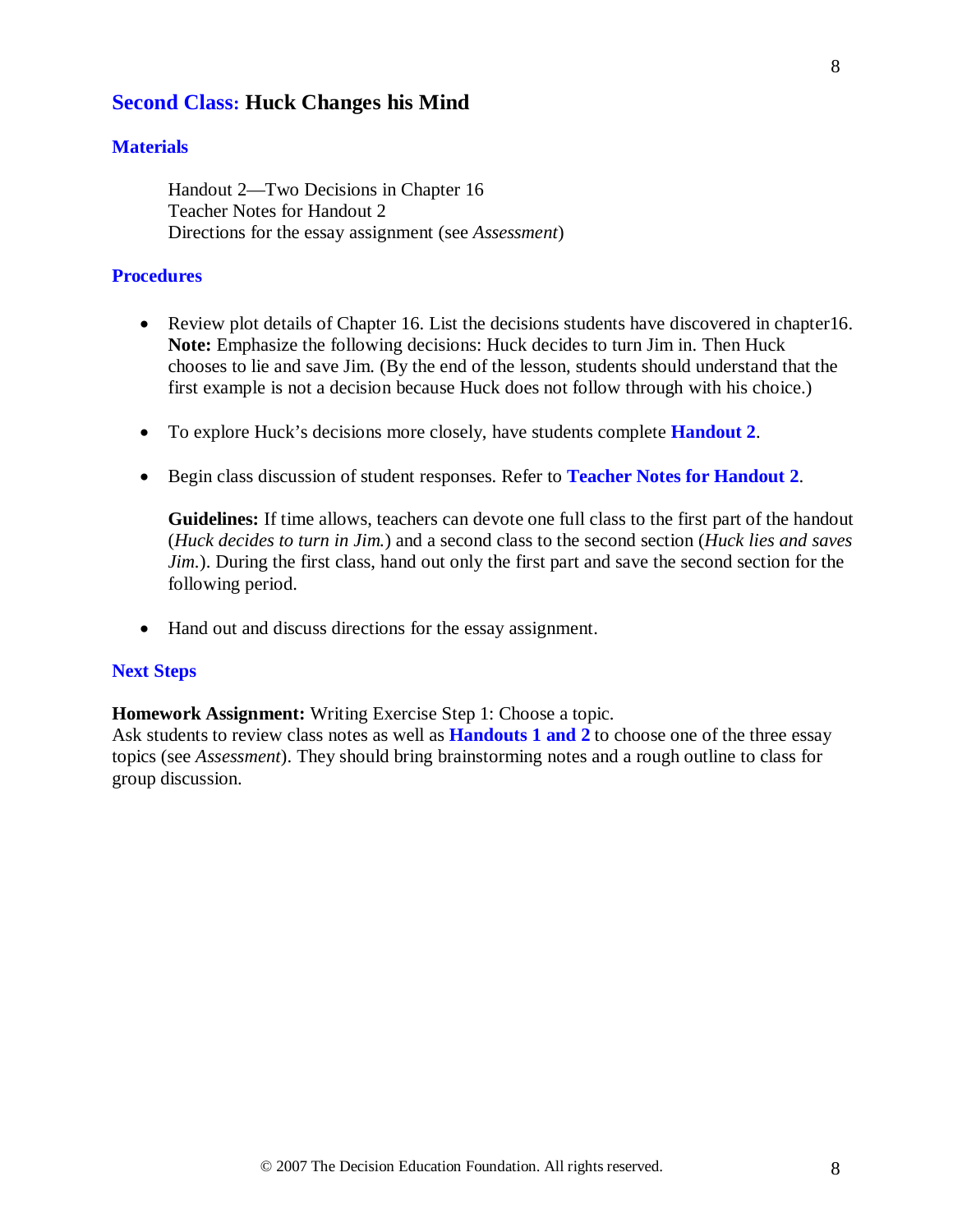## Second Class: Huck Changes his Mind

### Materials

Handout 2—Two Decisions in Chapter 16
Teacher Notes for Handout 2
Directions for the essay assignment (see *Assessment*)

### Procedures

- Review plot details of Chapter 16. List the decisions students have discovered in chapter16. **Note:** Emphasize the following decisions: Huck decides to turn Jim in. Then Huck chooses to lie and save Jim. (By the end of the lesson, students should understand that the first example is not a decision because Huck does not follow through with his choice.)

- To explore Huck's decisions more closely, have students complete **Handout 2**.

- Begin class discussion of student responses. Refer to **Teacher Notes for Handout 2**.

  **Guidelines:** If time allows, teachers can devote one full class to the first part of the handout (*Huck decides to turn in Jim.*) and a second class to the second section (*Huck lies and saves Jim.*). During the first class, hand out only the first part and save the second section for the following period.

- Hand out and discuss directions for the essay assignment.

### Next Steps

**Homework Assignment:** Writing Exercise Step 1: Choose a topic.
Ask students to review class notes as well as **Handouts 1 and 2** to choose one of the three essay topics (see *Assessment*). They should bring brainstorming notes and a rough outline to class for group discussion.

© 2007 The Decision Education Foundation. All rights reserved.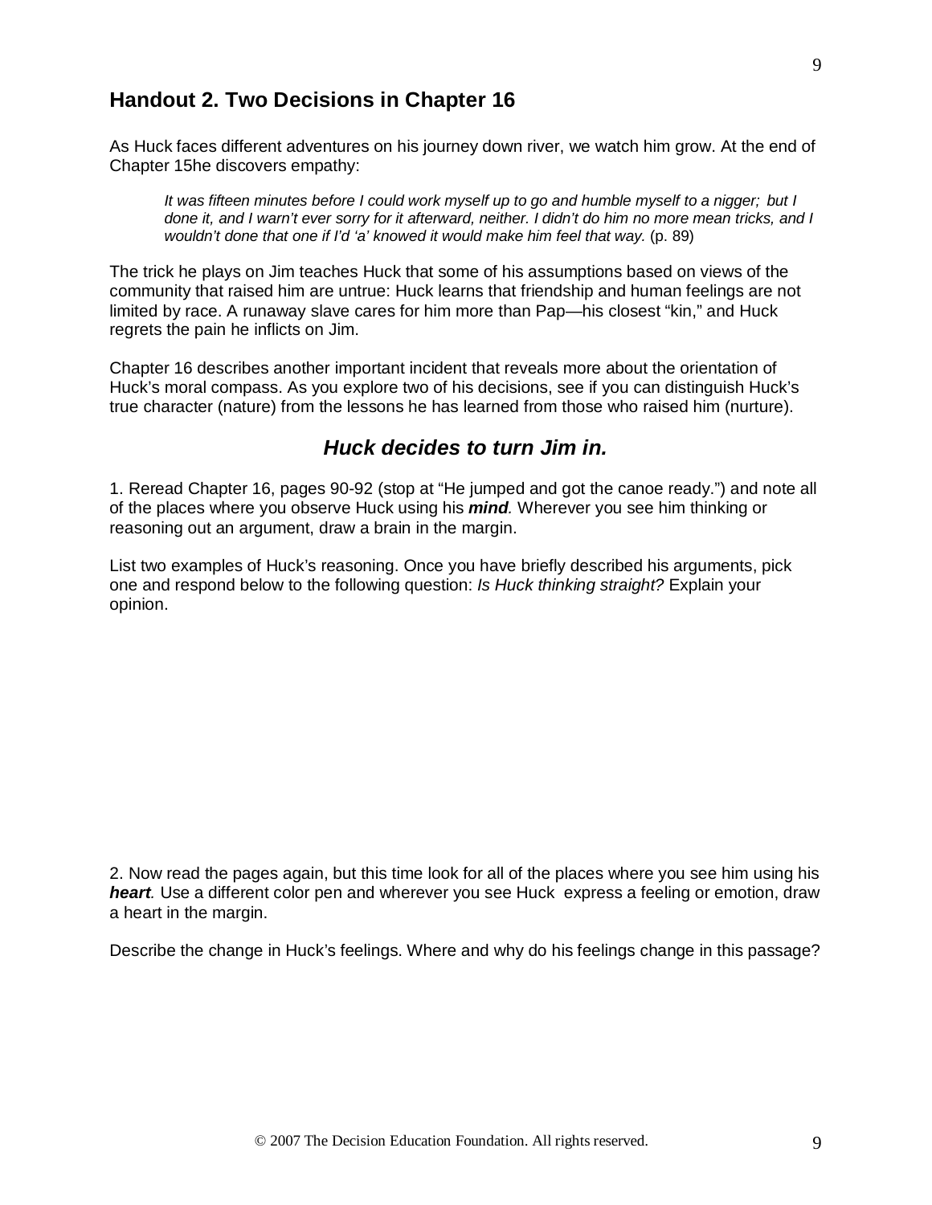## Handout 2. Two Decisions in Chapter 16

As Huck faces different adventures on his journey down river, we watch him grow. At the end of Chapter 15he discovers empathy:

> *It was fifteen minutes before I could work myself up to go and humble myself to a nigger; but I done it, and I warn't ever sorry for it afterward, neither. I didn't do him no more mean tricks, and I wouldn't done that one if I'd 'a' knowed it would make him feel that way.* (p. 89)

The trick he plays on Jim teaches Huck that some of his assumptions based on views of the community that raised him are untrue: Huck learns that friendship and human feelings are not limited by race. A runaway slave cares for him more than Pap—his closest "kin," and Huck regrets the pain he inflicts on Jim.

Chapter 16 describes another important incident that reveals more about the orientation of Huck's moral compass. As you explore two of his decisions, see if you can distinguish Huck's true character (nature) from the lessons he has learned from those who raised him (nurture).

### *Huck decides to turn Jim in.*

1. Reread Chapter 16, pages 90-92 (stop at "He jumped and got the canoe ready.") and note all of the places where you observe Huck using his ***mind***. Wherever you see him thinking or reasoning out an argument, draw a brain in the margin.

List two examples of Huck's reasoning. Once you have briefly described his arguments, pick one and respond below to the following question: *Is Huck thinking straight?* Explain your opinion.

2. Now read the pages again, but this time look for all of the places where you see him using his ***heart***. Use a different color pen and wherever you see Huck express a feeling or emotion, draw a heart in the margin.

Describe the change in Huck's feelings. Where and why do his feelings change in this passage?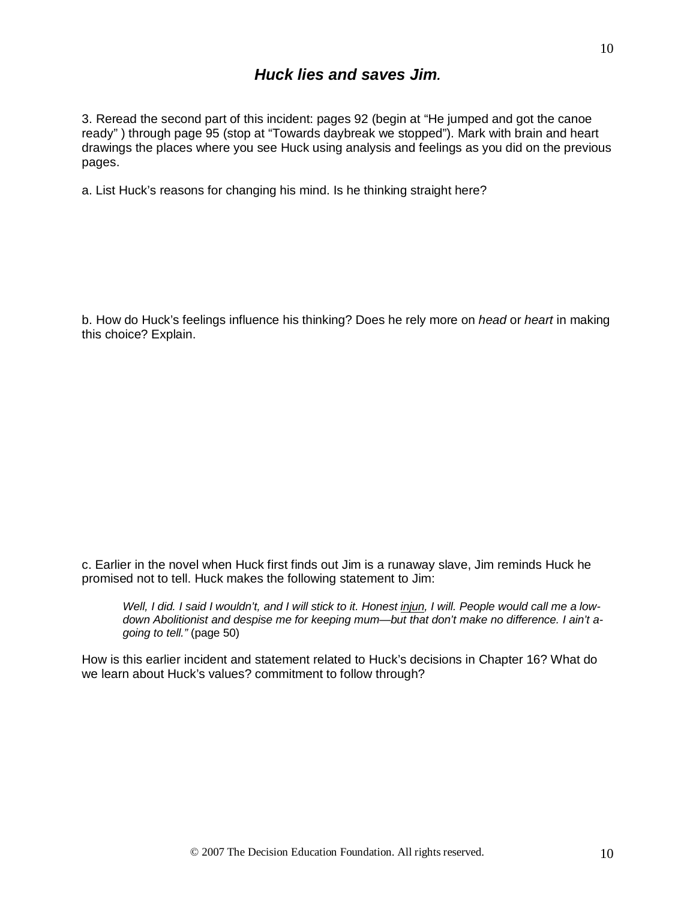## ***Huck lies and saves Jim.***

3. Reread the second part of this incident: pages 92 (begin at "He jumped and got the canoe ready" ) through page 95 (stop at "Towards daybreak we stopped"). Mark with brain and heart drawings the places where you see Huck using analysis and feelings as you did on the previous pages.

a. List Huck's reasons for changing his mind. Is he thinking straight here?

b. How do Huck's feelings influence his thinking? Does he rely more on *head* or *heart* in making this choice? Explain.

c. Earlier in the novel when Huck first finds out Jim is a runaway slave, Jim reminds Huck he promised not to tell. Huck makes the following statement to Jim:

> *Well, I did. I said I wouldn't, and I will stick to it. Honest injun, I will. People would call me a low-down Abolitionist and despise me for keeping mum—but that don't make no difference. I ain't a-going to tell."* (page 50)

How is this earlier incident and statement related to Huck's decisions in Chapter 16? What do we learn about Huck's values? commitment to follow through?

© 2007 The Decision Education Foundation. All rights reserved.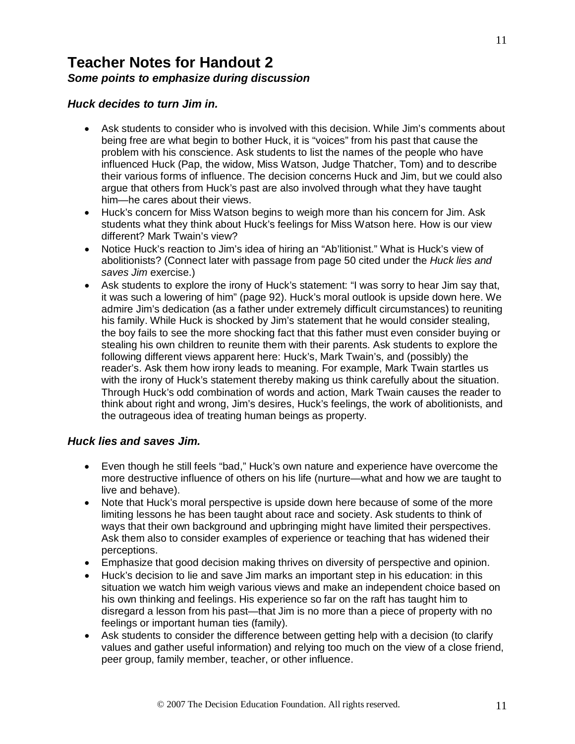# Teacher Notes for Handout 2

***Some points to emphasize during discussion***

### *Huck decides to turn Jim in.*

- Ask students to consider who is involved with this decision. While Jim's comments about being free are what begin to bother Huck, it is "voices" from his past that cause the problem with his conscience. Ask students to list the names of the people who have influenced Huck (Pap, the widow, Miss Watson, Judge Thatcher, Tom) and to describe their various forms of influence. The decision concerns Huck and Jim, but we could also argue that others from Huck's past are also involved through what they have taught him—he cares about their views.
- Huck's concern for Miss Watson begins to weigh more than his concern for Jim. Ask students what they think about Huck's feelings for Miss Watson here. How is our view different? Mark Twain's view?
- Notice Huck's reaction to Jim's idea of hiring an "Ab'litionist." What is Huck's view of abolitionists? (Connect later with passage from page 50 cited under the *Huck lies and saves Jim* exercise.)
- Ask students to explore the irony of Huck's statement: "I was sorry to hear Jim say that, it was such a lowering of him" (page 92). Huck's moral outlook is upside down here. We admire Jim's dedication (as a father under extremely difficult circumstances) to reuniting his family. While Huck is shocked by Jim's statement that he would consider stealing, the boy fails to see the more shocking fact that this father must even consider buying or stealing his own children to reunite them with their parents. Ask students to explore the following different views apparent here: Huck's, Mark Twain's, and (possibly) the reader's. Ask them how irony leads to meaning. For example, Mark Twain startles us with the irony of Huck's statement thereby making us think carefully about the situation. Through Huck's odd combination of words and action, Mark Twain causes the reader to think about right and wrong, Jim's desires, Huck's feelings, the work of abolitionists, and the outrageous idea of treating human beings as property.

### *Huck lies and saves Jim.*

- Even though he still feels "bad," Huck's own nature and experience have overcome the more destructive influence of others on his life (nurture—what and how we are taught to live and behave).
- Note that Huck's moral perspective is upside down here because of some of the more limiting lessons he has been taught about race and society. Ask students to think of ways that their own background and upbringing might have limited their perspectives. Ask them also to consider examples of experience or teaching that has widened their perceptions.
- Emphasize that good decision making thrives on diversity of perspective and opinion.
- Huck's decision to lie and save Jim marks an important step in his education: in this situation we watch him weigh various views and make an independent choice based on his own thinking and feelings. His experience so far on the raft has taught him to disregard a lesson from his past—that Jim is no more than a piece of property with no feelings or important human ties (family).
- Ask students to consider the difference between getting help with a decision (to clarify values and gather useful information) and relying too much on the view of a close friend, peer group, family member, teacher, or other influence.

© 2007 The Decision Education Foundation. All rights reserved.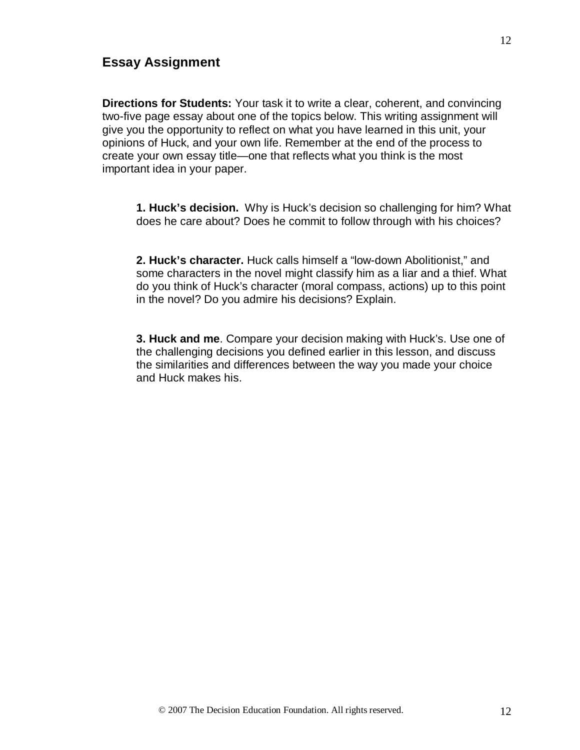## Essay Assignment

**Directions for Students:** Your task it to write a clear, coherent, and convincing two-five page essay about one of the topics below. This writing assignment will give you the opportunity to reflect on what you have learned in this unit, your opinions of Huck, and your own life. Remember at the end of the process to create your own essay title—one that reflects what you think is the most important idea in your paper.

**1. Huck's decision.** Why is Huck's decision so challenging for him? What does he care about? Does he commit to follow through with his choices?

**2. Huck's character.** Huck calls himself a "low-down Abolitionist," and some characters in the novel might classify him as a liar and a thief. What do you think of Huck's character (moral compass, actions) up to this point in the novel? Do you admire his decisions? Explain.

**3. Huck and me**. Compare your decision making with Huck's. Use one of the challenging decisions you defined earlier in this lesson, and discuss the similarities and differences between the way you made your choice and Huck makes his.

© 2007 The Decision Education Foundation. All rights reserved.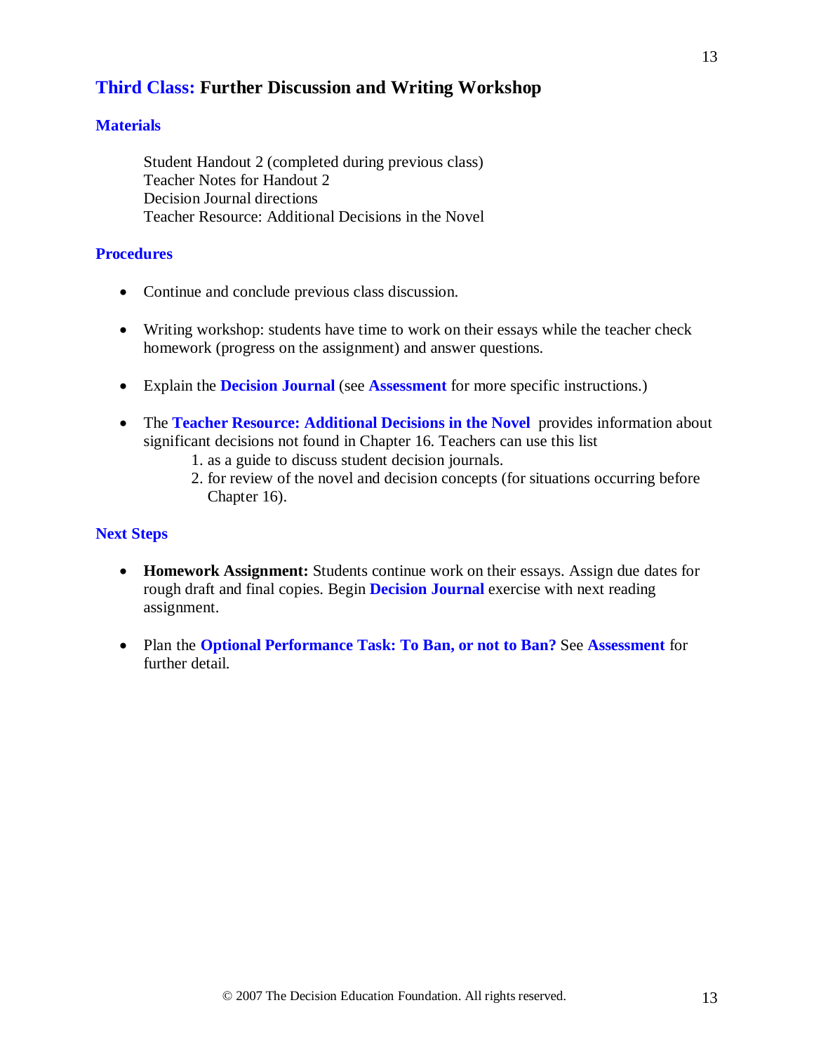## Third Class: Further Discussion and Writing Workshop

### Materials

Student Handout 2 (completed during previous class)
Teacher Notes for Handout 2
Decision Journal directions
Teacher Resource: Additional Decisions in the Novel

### Procedures

- Continue and conclude previous class discussion.
- Writing workshop: students have time to work on their essays while the teacher check homework (progress on the assignment) and answer questions.
- Explain the **Decision Journal** (see **Assessment** for more specific instructions.)
- The **Teacher Resource: Additional Decisions in the Novel** provides information about significant decisions not found in Chapter 16. Teachers can use this list
  1. as a guide to discuss student decision journals.
  2. for review of the novel and decision concepts (for situations occurring before Chapter 16).

### Next Steps

- **Homework Assignment:** Students continue work on their essays. Assign due dates for rough draft and final copies. Begin **Decision Journal** exercise with next reading assignment.
- Plan the **Optional Performance Task: To Ban, or not to Ban?** See **Assessment** for further detail.

© 2007 The Decision Education Foundation. All rights reserved.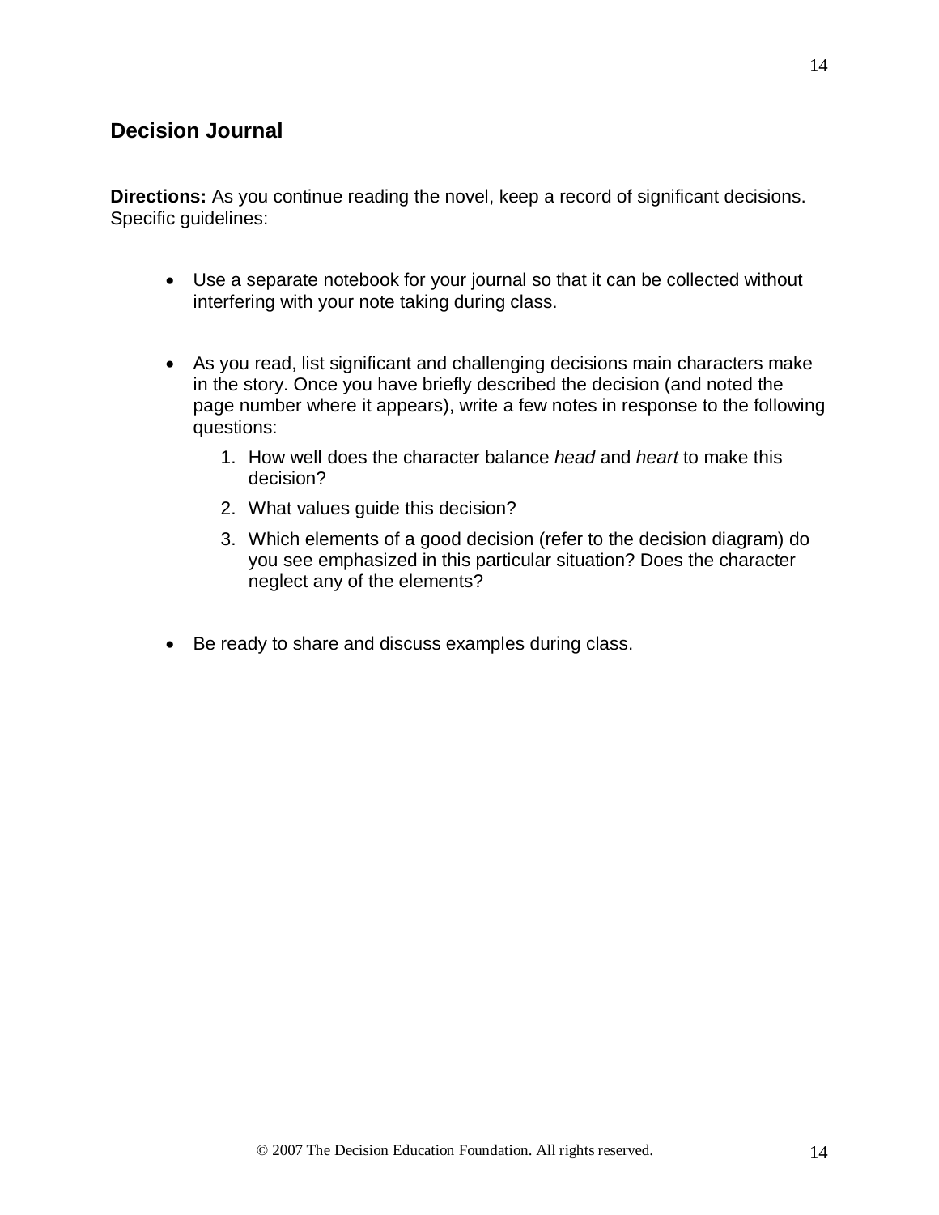## Decision Journal

**Directions:** As you continue reading the novel, keep a record of significant decisions. Specific guidelines:

- Use a separate notebook for your journal so that it can be collected without interfering with your note taking during class.
- As you read, list significant and challenging decisions main characters make in the story. Once you have briefly described the decision (and noted the page number where it appears), write a few notes in response to the following questions:
    1. How well does the character balance *head* and *heart* to make this decision?
    2. What values guide this decision?
    3. Which elements of a good decision (refer to the decision diagram) do you see emphasized in this particular situation? Does the character neglect any of the elements?
- Be ready to share and discuss examples during class.

© 2007 The Decision Education Foundation. All rights reserved.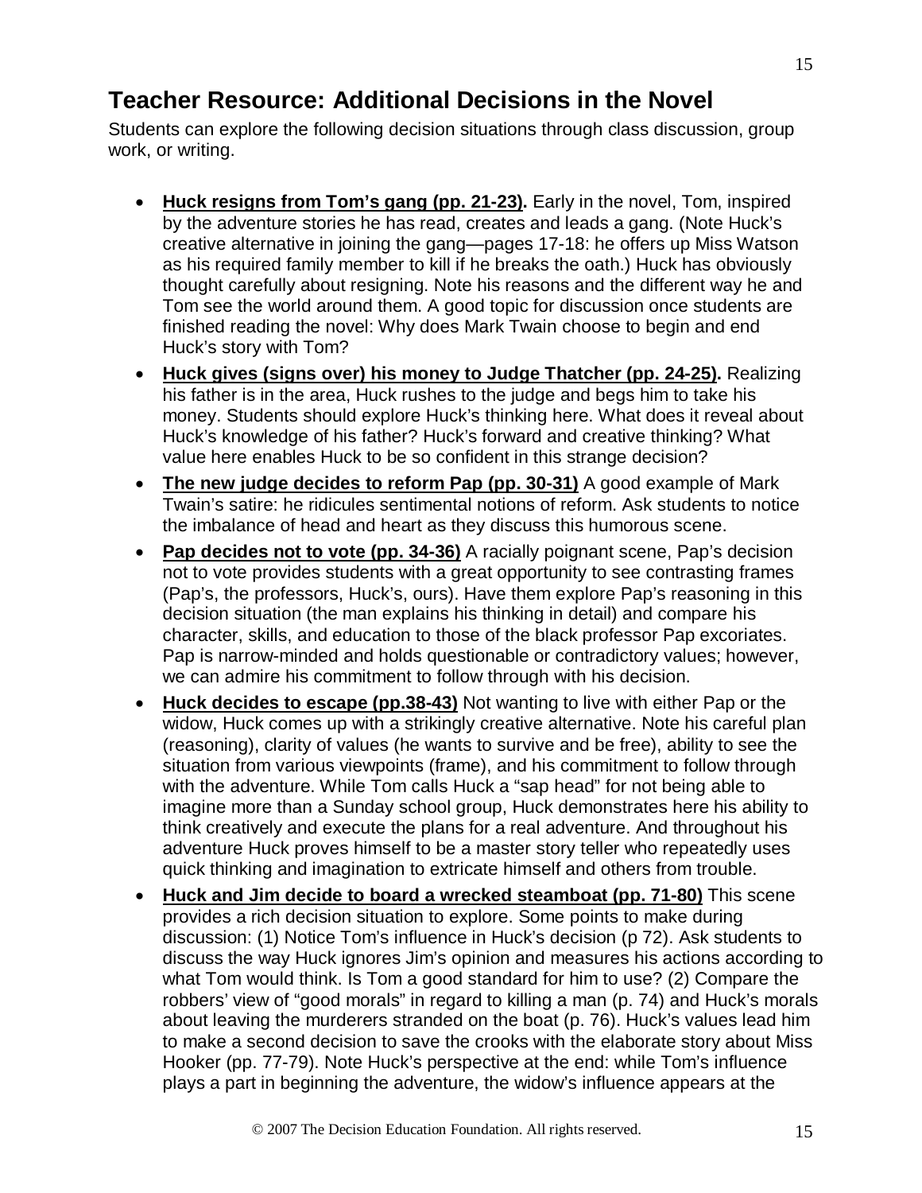## Teacher Resource: Additional Decisions in the Novel

Students can explore the following decision situations through class discussion, group work, or writing.

- **Huck resigns from Tom's gang (pp. 21-23).** Early in the novel, Tom, inspired by the adventure stories he has read, creates and leads a gang. (Note Huck's creative alternative in joining the gang—pages 17-18: he offers up Miss Watson as his required family member to kill if he breaks the oath.) Huck has obviously thought carefully about resigning. Note his reasons and the different way he and Tom see the world around them. A good topic for discussion once students are finished reading the novel: Why does Mark Twain choose to begin and end Huck's story with Tom?
- **Huck gives (signs over) his money to Judge Thatcher (pp. 24-25).** Realizing his father is in the area, Huck rushes to the judge and begs him to take his money. Students should explore Huck's thinking here. What does it reveal about Huck's knowledge of his father? Huck's forward and creative thinking? What value here enables Huck to be so confident in this strange decision?
- **The new judge decides to reform Pap (pp. 30-31)** A good example of Mark Twain's satire: he ridicules sentimental notions of reform. Ask students to notice the imbalance of head and heart as they discuss this humorous scene.
- **Pap decides not to vote (pp. 34-36)** A racially poignant scene, Pap's decision not to vote provides students with a great opportunity to see contrasting frames (Pap's, the professors, Huck's, ours). Have them explore Pap's reasoning in this decision situation (the man explains his thinking in detail) and compare his character, skills, and education to those of the black professor Pap excoriates. Pap is narrow-minded and holds questionable or contradictory values; however, we can admire his commitment to follow through with his decision.
- **Huck decides to escape (pp.38-43)** Not wanting to live with either Pap or the widow, Huck comes up with a strikingly creative alternative. Note his careful plan (reasoning), clarity of values (he wants to survive and be free), ability to see the situation from various viewpoints (frame), and his commitment to follow through with the adventure. While Tom calls Huck a "sap head" for not being able to imagine more than a Sunday school group, Huck demonstrates here his ability to think creatively and execute the plans for a real adventure. And throughout his adventure Huck proves himself to be a master story teller who repeatedly uses quick thinking and imagination to extricate himself and others from trouble.
- **Huck and Jim decide to board a wrecked steamboat (pp. 71-80)** This scene provides a rich decision situation to explore. Some points to make during discussion: (1) Notice Tom's influence in Huck's decision (p 72). Ask students to discuss the way Huck ignores Jim's opinion and measures his actions according to what Tom would think. Is Tom a good standard for him to use? (2) Compare the robbers' view of "good morals" in regard to killing a man (p. 74) and Huck's morals about leaving the murderers stranded on the boat (p. 76). Huck's values lead him to make a second decision to save the crooks with the elaborate story about Miss Hooker (pp. 77-79). Note Huck's perspective at the end: while Tom's influence plays a part in beginning the adventure, the widow's influence appears at the

© 2007 The Decision Education Foundation. All rights reserved.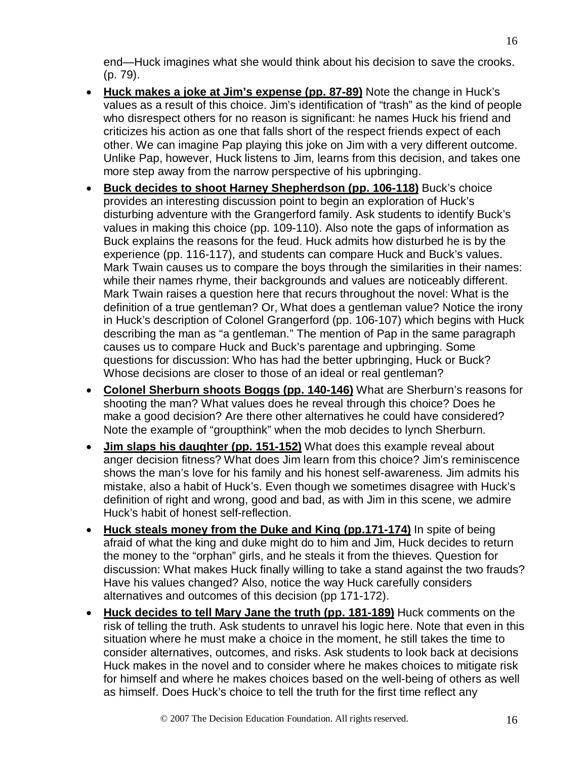end—Huck imagines what she would think about his decision to save the crooks. (p. 79).

- **Huck makes a joke at Jim's expense (pp. 87-89)** Note the change in Huck's values as a result of this choice. Jim's identification of "trash" as the kind of people who disrespect others for no reason is significant: he names Huck his friend and criticizes his action as one that falls short of the respect friends expect of each other. We can imagine Pap playing this joke on Jim with a very different outcome. Unlike Pap, however, Huck listens to Jim, learns from this decision, and takes one more step away from the narrow perspective of his upbringing.
- **Buck decides to shoot Harney Shepherdson (pp. 106-118)** Buck's choice provides an interesting discussion point to begin an exploration of Huck's disturbing adventure with the Grangerford family. Ask students to identify Buck's values in making this choice (pp. 109-110). Also note the gaps of information as Buck explains the reasons for the feud. Huck admits how disturbed he is by the experience (pp. 116-117), and students can compare Huck and Buck's values. Mark Twain causes us to compare the boys through the similarities in their names: while their names rhyme, their backgrounds and values are noticeably different. Mark Twain raises a question here that recurs throughout the novel: What is the definition of a true gentleman? Or, What does a gentleman value? Notice the irony in Huck's description of Colonel Grangerford (pp. 106-107) which begins with Huck describing the man as "a gentleman." The mention of Pap in the same paragraph causes us to compare Huck and Buck's parentage and upbringing. Some questions for discussion: Who has had the better upbringing, Huck or Buck? Whose decisions are closer to those of an ideal or real gentleman?
- **Colonel Sherburn shoots Boggs (pp. 140-146)** What are Sherburn's reasons for shooting the man? What values does he reveal through this choice? Does he make a good decision? Are there other alternatives he could have considered? Note the example of "groupthink" when the mob decides to lynch Sherburn.
- **Jim slaps his daughter (pp. 151-152)** What does this example reveal about anger decision fitness? What does Jim learn from this choice? Jim's reminiscence shows the man's love for his family and his honest self-awareness. Jim admits his mistake, also a habit of Huck's. Even though we sometimes disagree with Huck's definition of right and wrong, good and bad, as with Jim in this scene, we admire Huck's habit of honest self-reflection.
- **Huck steals money from the Duke and King (pp.171-174)** In spite of being afraid of what the king and duke might do to him and Jim, Huck decides to return the money to the "orphan" girls, and he steals it from the thieves. Question for discussion: What makes Huck finally willing to take a stand against the two frauds? Have his values changed? Also, notice the way Huck carefully considers alternatives and outcomes of this decision (pp 171-172).
- **Huck decides to tell Mary Jane the truth (pp. 181-189)** Huck comments on the risk of telling the truth. Ask students to unravel his logic here. Note that even in this situation where he must make a choice in the moment, he still takes the time to consider alternatives, outcomes, and risks. Ask students to look back at decisions Huck makes in the novel and to consider where he makes choices to mitigate risk for himself and where he makes choices based on the well-being of others as well as himself. Does Huck's choice to tell the truth for the first time reflect any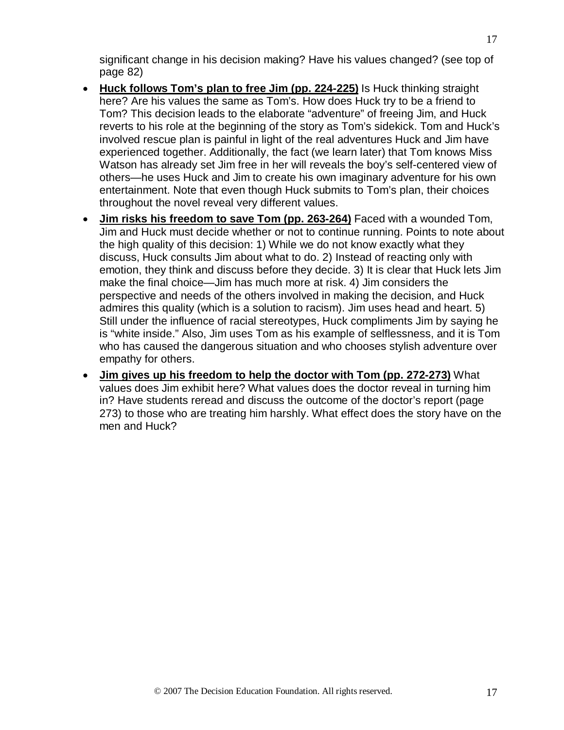significant change in his decision making? Have his values changed? (see top of page 82)

- **Huck follows Tom's plan to free Jim (pp. 224-225)** Is Huck thinking straight here? Are his values the same as Tom's. How does Huck try to be a friend to Tom? This decision leads to the elaborate "adventure" of freeing Jim, and Huck reverts to his role at the beginning of the story as Tom's sidekick. Tom and Huck's involved rescue plan is painful in light of the real adventures Huck and Jim have experienced together. Additionally, the fact (we learn later) that Tom knows Miss Watson has already set Jim free in her will reveals the boy's self-centered view of others—he uses Huck and Jim to create his own imaginary adventure for his own entertainment. Note that even though Huck submits to Tom's plan, their choices throughout the novel reveal very different values.
- **Jim risks his freedom to save Tom (pp. 263-264)** Faced with a wounded Tom, Jim and Huck must decide whether or not to continue running. Points to note about the high quality of this decision: 1) While we do not know exactly what they discuss, Huck consults Jim about what to do. 2) Instead of reacting only with emotion, they think and discuss before they decide. 3) It is clear that Huck lets Jim make the final choice—Jim has much more at risk. 4) Jim considers the perspective and needs of the others involved in making the decision, and Huck admires this quality (which is a solution to racism). Jim uses head and heart. 5) Still under the influence of racial stereotypes, Huck compliments Jim by saying he is "white inside." Also, Jim uses Tom as his example of selflessness, and it is Tom who has caused the dangerous situation and who chooses stylish adventure over empathy for others.
- **Jim gives up his freedom to help the doctor with Tom (pp. 272-273)** What values does Jim exhibit here? What values does the doctor reveal in turning him in? Have students reread and discuss the outcome of the doctor's report (page 273) to those who are treating him harshly. What effect does the story have on the men and Huck?

© 2007 The Decision Education Foundation. All rights reserved.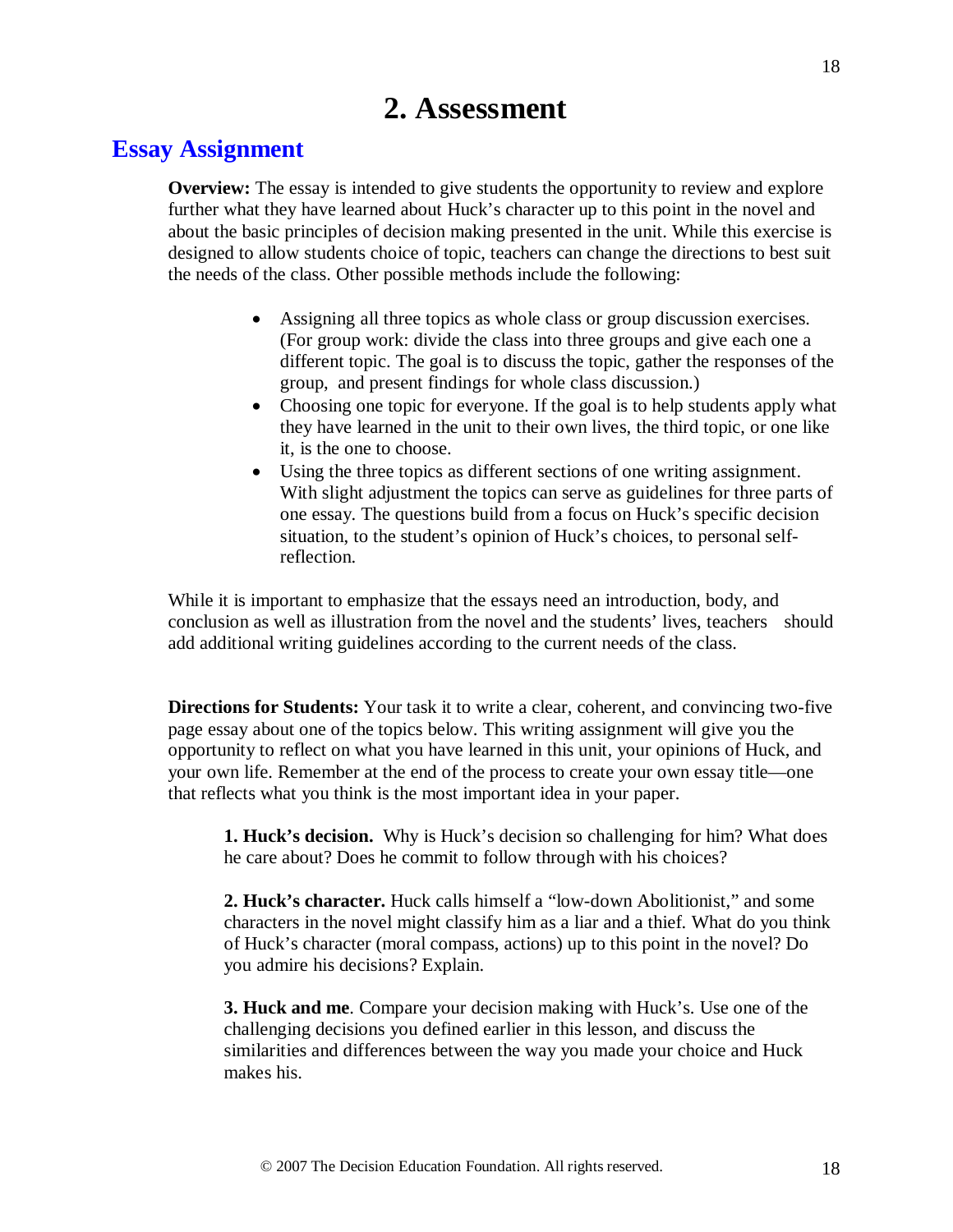# 2. Assessment

## Essay Assignment

**Overview:** The essay is intended to give students the opportunity to review and explore further what they have learned about Huck's character up to this point in the novel and about the basic principles of decision making presented in the unit. While this exercise is designed to allow students choice of topic, teachers can change the directions to best suit the needs of the class. Other possible methods include the following:

- Assigning all three topics as whole class or group discussion exercises. (For group work: divide the class into three groups and give each one a different topic. The goal is to discuss the topic, gather the responses of the group, and present findings for whole class discussion.)
- Choosing one topic for everyone. If the goal is to help students apply what they have learned in the unit to their own lives, the third topic, or one like it, is the one to choose.
- Using the three topics as different sections of one writing assignment. With slight adjustment the topics can serve as guidelines for three parts of one essay. The questions build from a focus on Huck's specific decision situation, to the student's opinion of Huck's choices, to personal self-reflection.

While it is important to emphasize that the essays need an introduction, body, and conclusion as well as illustration from the novel and the students' lives, teachers should add additional writing guidelines according to the current needs of the class.

**Directions for Students:** Your task it to write a clear, coherent, and convincing two-five page essay about one of the topics below. This writing assignment will give you the opportunity to reflect on what you have learned in this unit, your opinions of Huck, and your own life. Remember at the end of the process to create your own essay title—one that reflects what you think is the most important idea in your paper.

**1. Huck's decision.** Why is Huck's decision so challenging for him? What does he care about? Does he commit to follow through with his choices?

**2. Huck's character.** Huck calls himself a "low-down Abolitionist," and some characters in the novel might classify him as a liar and a thief. What do you think of Huck's character (moral compass, actions) up to this point in the novel? Do you admire his decisions? Explain.

**3. Huck and me**. Compare your decision making with Huck's. Use one of the challenging decisions you defined earlier in this lesson, and discuss the similarities and differences between the way you made your choice and Huck makes his.

© 2007 The Decision Education Foundation. All rights reserved.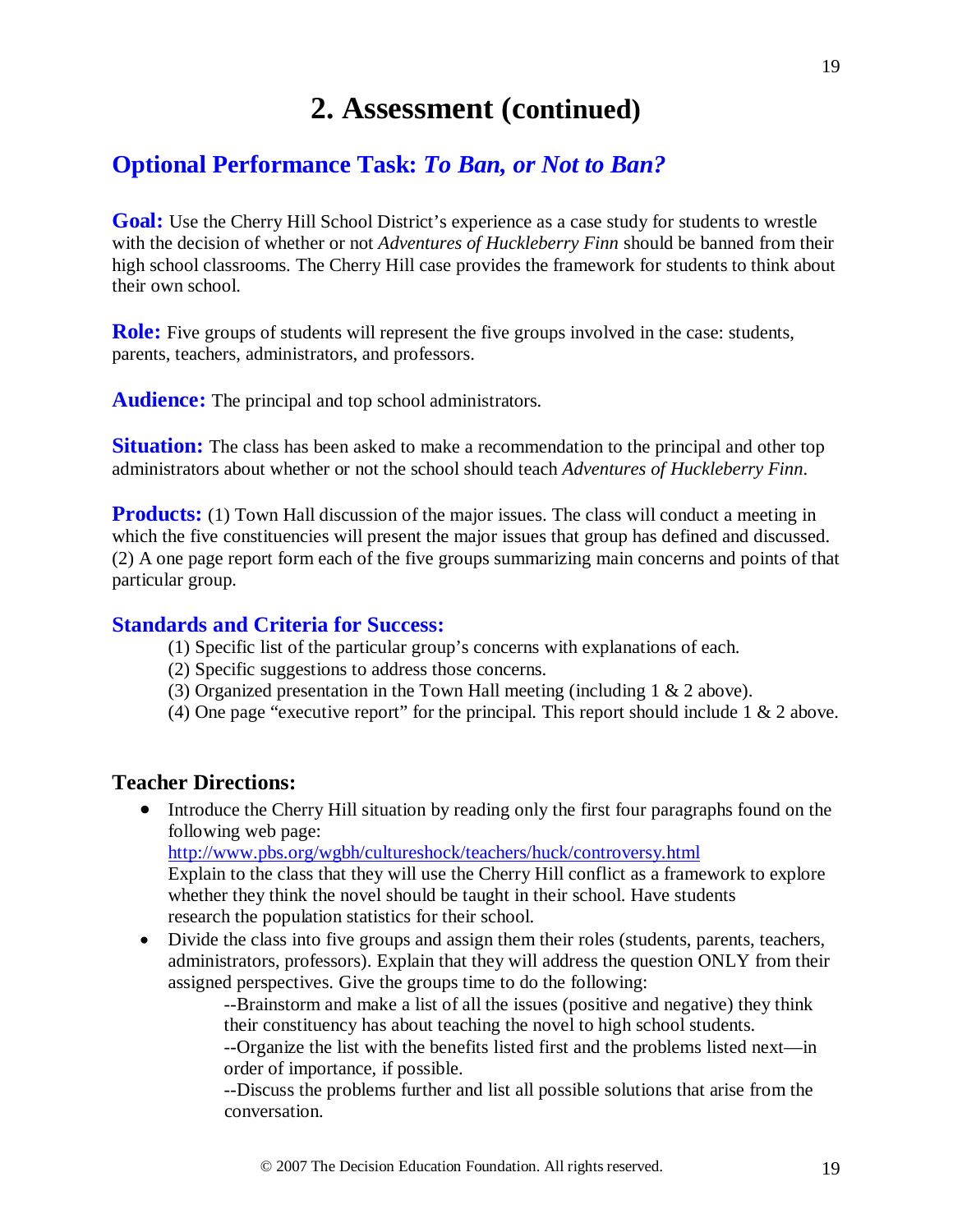# 2. Assessment (continued)

## Optional Performance Task: *To Ban, or Not to Ban?*

**Goal:** Use the Cherry Hill School District's experience as a case study for students to wrestle with the decision of whether or not *Adventures of Huckleberry Finn* should be banned from their high school classrooms. The Cherry Hill case provides the framework for students to think about their own school.

**Role:** Five groups of students will represent the five groups involved in the case: students, parents, teachers, administrators, and professors.

**Audience:** The principal and top school administrators.

**Situation:** The class has been asked to make a recommendation to the principal and other top administrators about whether or not the school should teach *Adventures of Huckleberry Finn*.

**Products:** (1) Town Hall discussion of the major issues. The class will conduct a meeting in which the five constituencies will present the major issues that group has defined and discussed. (2) A one page report form each of the five groups summarizing main concerns and points of that particular group.

### Standards and Criteria for Success:

(1) Specific list of the particular group's concerns with explanations of each.
(2) Specific suggestions to address those concerns.
(3) Organized presentation in the Town Hall meeting (including 1 & 2 above).
(4) One page "executive report" for the principal. This report should include 1 & 2 above.

### Teacher Directions:

- Introduce the Cherry Hill situation by reading only the first four paragraphs found on the following web page:
  http://www.pbs.org/wgbh/cultureshock/teachers/huck/controversy.html
  Explain to the class that they will use the Cherry Hill conflict as a framework to explore whether they think the novel should be taught in their school. Have students research the population statistics for their school.
- Divide the class into five groups and assign them their roles (students, parents, teachers, administrators, professors). Explain that they will address the question ONLY from their assigned perspectives. Give the groups time to do the following:
  - --Brainstorm and make a list of all the issues (positive and negative) they think their constituency has about teaching the novel to high school students.
  - --Organize the list with the benefits listed first and the problems listed next—in order of importance, if possible.
  - --Discuss the problems further and list all possible solutions that arise from the conversation.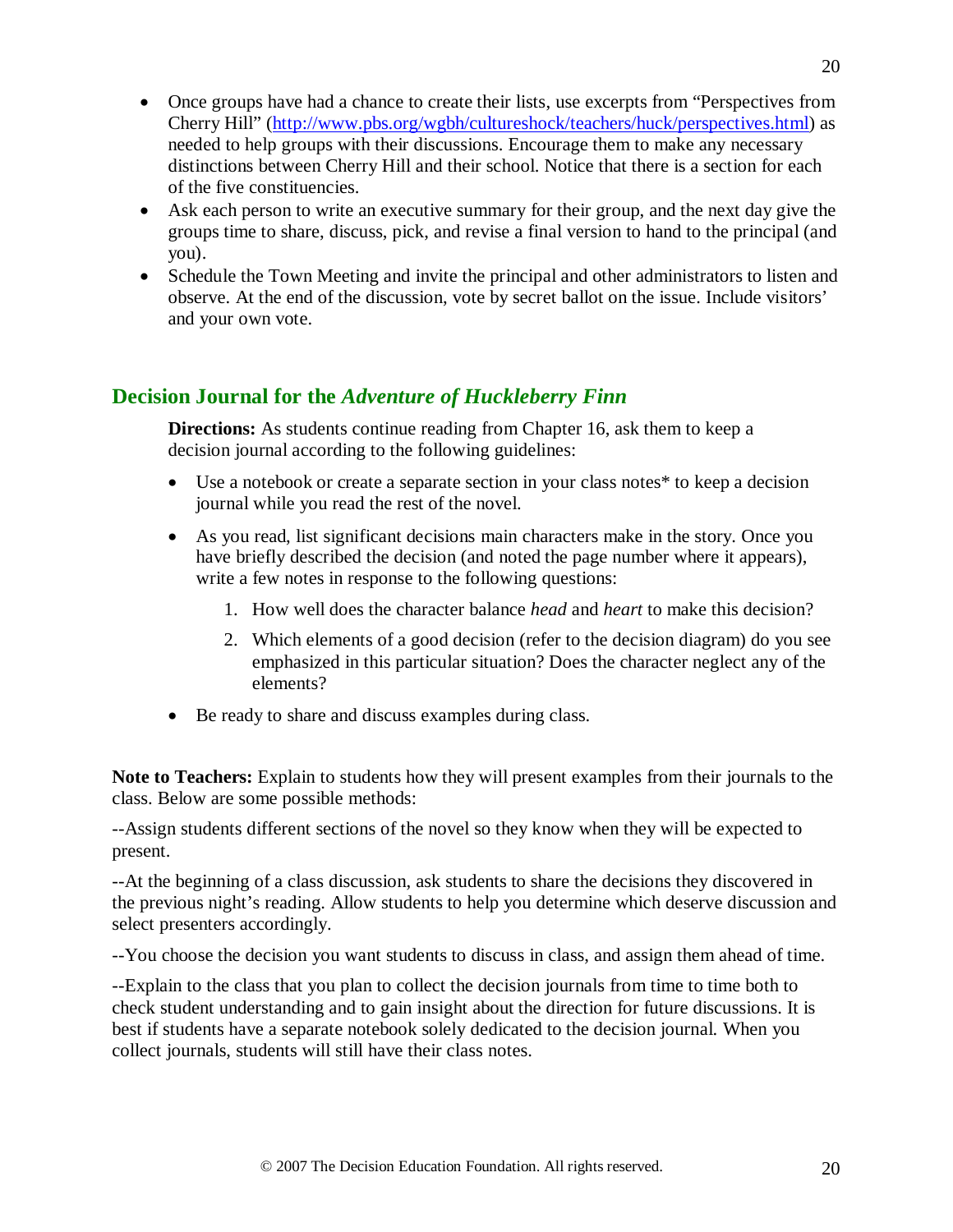- Once groups have had a chance to create their lists, use excerpts from "Perspectives from Cherry Hill" (http://www.pbs.org/wgbh/cultureshock/teachers/huck/perspectives.html) as needed to help groups with their discussions. Encourage them to make any necessary distinctions between Cherry Hill and their school. Notice that there is a section for each of the five constituencies.
- Ask each person to write an executive summary for their group, and the next day give the groups time to share, discuss, pick, and revise a final version to hand to the principal (and you).
- Schedule the Town Meeting and invite the principal and other administrators to listen and observe. At the end of the discussion, vote by secret ballot on the issue. Include visitors' and your own vote.

## Decision Journal for the *Adventure of Huckleberry Finn*

**Directions:** As students continue reading from Chapter 16, ask them to keep a decision journal according to the following guidelines:

- Use a notebook or create a separate section in your class notes* to keep a decision journal while you read the rest of the novel.
- As you read, list significant decisions main characters make in the story. Once you have briefly described the decision (and noted the page number where it appears), write a few notes in response to the following questions:
  1. How well does the character balance *head* and *heart* to make this decision?
  2. Which elements of a good decision (refer to the decision diagram) do you see emphasized in this particular situation? Does the character neglect any of the elements?
- Be ready to share and discuss examples during class.

**Note to Teachers:** Explain to students how they will present examples from their journals to the class. Below are some possible methods:

--Assign students different sections of the novel so they know when they will be expected to present.

--At the beginning of a class discussion, ask students to share the decisions they discovered in the previous night's reading. Allow students to help you determine which deserve discussion and select presenters accordingly.

--You choose the decision you want students to discuss in class, and assign them ahead of time.

--Explain to the class that you plan to collect the decision journals from time to time both to check student understanding and to gain insight about the direction for future discussions. It is best if students have a separate notebook solely dedicated to the decision journal. When you collect journals, students will still have their class notes.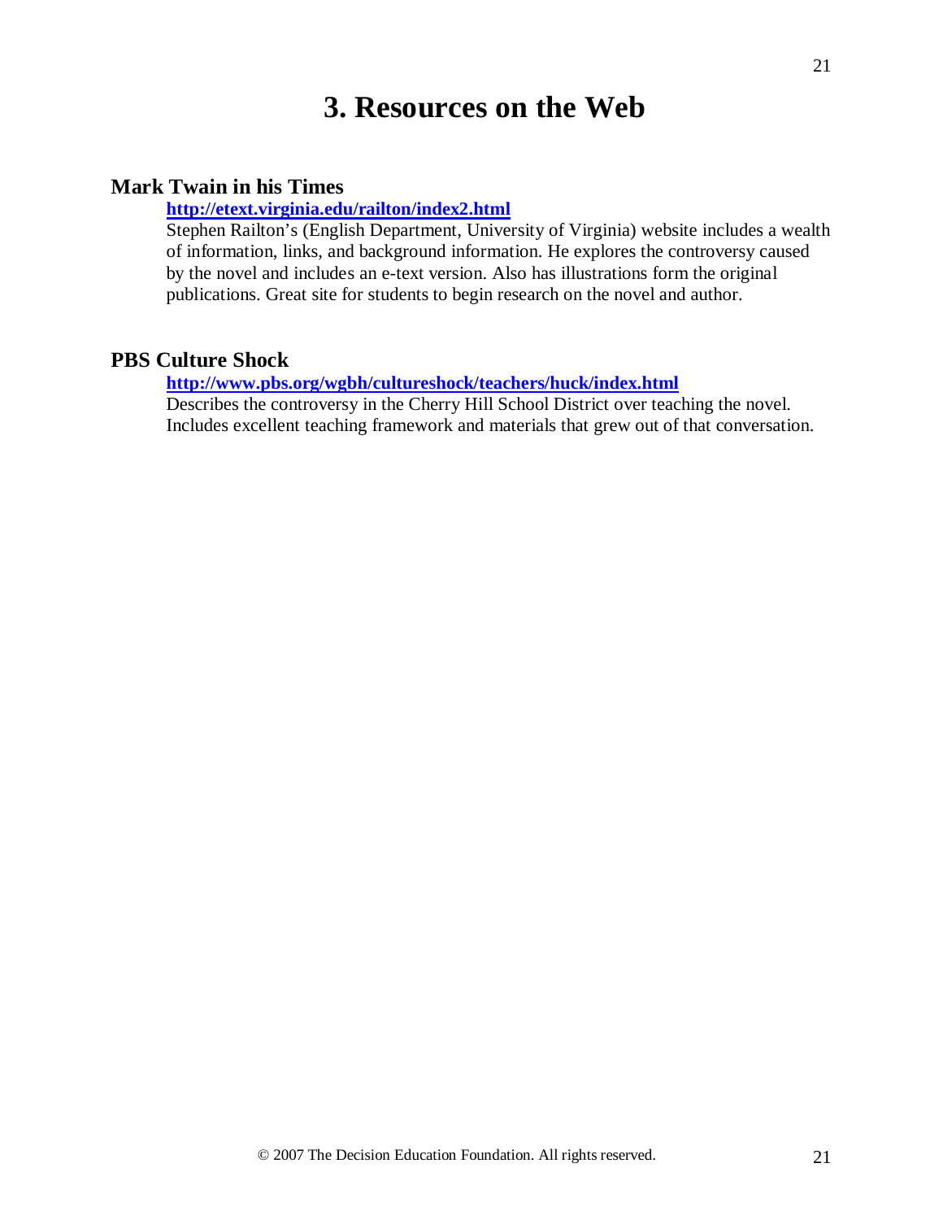# 3. Resources on the Web

## Mark Twain in his Times

**http://etext.virginia.edu/railton/index2.html**

Stephen Railton's (English Department, University of Virginia) website includes a wealth of information, links, and background information. He explores the controversy caused by the novel and includes an e-text version. Also has illustrations form the original publications. Great site for students to begin research on the novel and author.

## PBS Culture Shock

**http://www.pbs.org/wgbh/cultureshock/teachers/huck/index.html**

Describes the controversy in the Cherry Hill School District over teaching the novel. Includes excellent teaching framework and materials that grew out of that conversation.

© 2007 The Decision Education Foundation. All rights reserved.